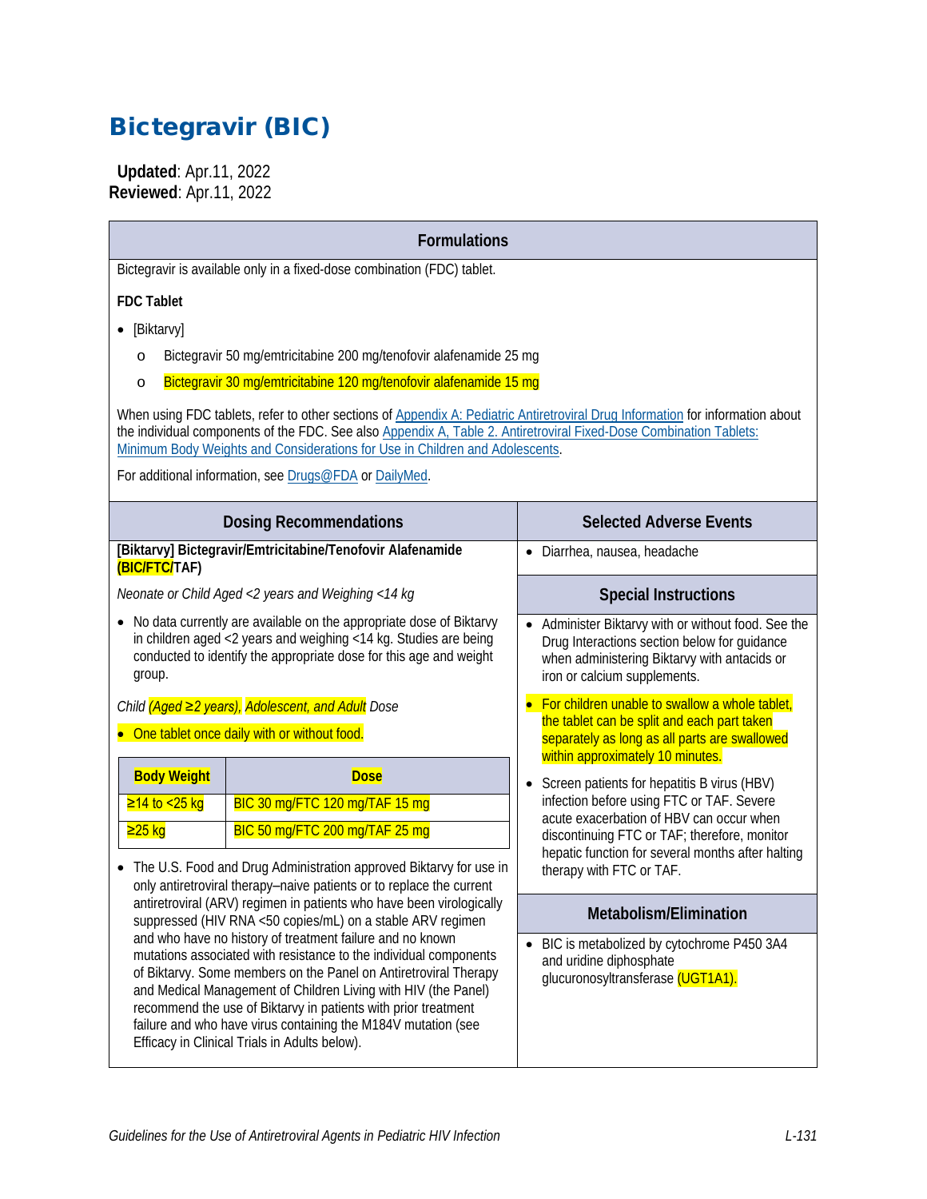# Bictegravir (BIC)

**Updated**: Apr.11, 2022
**Reviewed**: Apr.11, 2022

## Formulations

Bictegravir is available only in a fixed-dose combination (FDC) tablet.

**FDC Tablet**

- [Biktarvy]
  - Bictegravir 50 mg/emtricitabine 200 mg/tenofovir alafenamide 25 mg
  - Bictegravir 30 mg/emtricitabine 120 mg/tenofovir alafenamide 15 mg

When using FDC tablets, refer to other sections of Appendix A: Pediatric Antiretroviral Drug Information for information about the individual components of the FDC. See also Appendix A, Table 2. Antiretroviral Fixed-Dose Combination Tablets: Minimum Body Weights and Considerations for Use in Children and Adolescents.

For additional information, see Drugs@FDA or DailyMed.

## Dosing Recommendations

**[Biktarvy] Bictegravir/Emtricitabine/Tenofovir Alafenamide (BIC/FTC/TAF)**

*Neonate or Child Aged <2 years and Weighing <14 kg*

- No data currently are available on the appropriate dose of Biktarvy in children aged <2 years and weighing <14 kg. Studies are being conducted to identify the appropriate dose for this age and weight group.

*Child (Aged ≥2 years), Adolescent, and Adult Dose*

- One tablet once daily with or without food.

| Body Weight | Dose |
|---|---|
| ≥14 to <25 kg | BIC 30 mg/FTC 120 mg/TAF 15 mg |
| ≥25 kg | BIC 50 mg/FTC 200 mg/TAF 25 mg |

- The U.S. Food and Drug Administration approved Biktarvy for use in only antiretroviral therapy–naive patients or to replace the current antiretroviral (ARV) regimen in patients who have been virologically suppressed (HIV RNA <50 copies/mL) on a stable ARV regimen and who have no history of treatment failure and no known mutations associated with resistance to the individual components of Biktarvy. Some members on the Panel on Antiretroviral Therapy and Medical Management of Children Living with HIV (the Panel) recommend the use of Biktarvy in patients with prior treatment failure and who have virus containing the M184V mutation (see Efficacy in Clinical Trials in Adults below).

## Selected Adverse Events

- Diarrhea, nausea, headache

## Special Instructions

- Administer Biktarvy with or without food. See the Drug Interactions section below for guidance when administering Biktarvy with antacids or iron or calcium supplements.
- For children unable to swallow a whole tablet, the tablet can be split and each part taken separately as long as all parts are swallowed within approximately 10 minutes.
- Screen patients for hepatitis B virus (HBV) infection before using FTC or TAF. Severe acute exacerbation of HBV can occur when discontinuing FTC or TAF; therefore, monitor hepatic function for several months after halting therapy with FTC or TAF.

## Metabolism/Elimination

- BIC is metabolized by cytochrome P450 3A4 and uridine diphosphate glucuronosyltransferase (UGT1A1).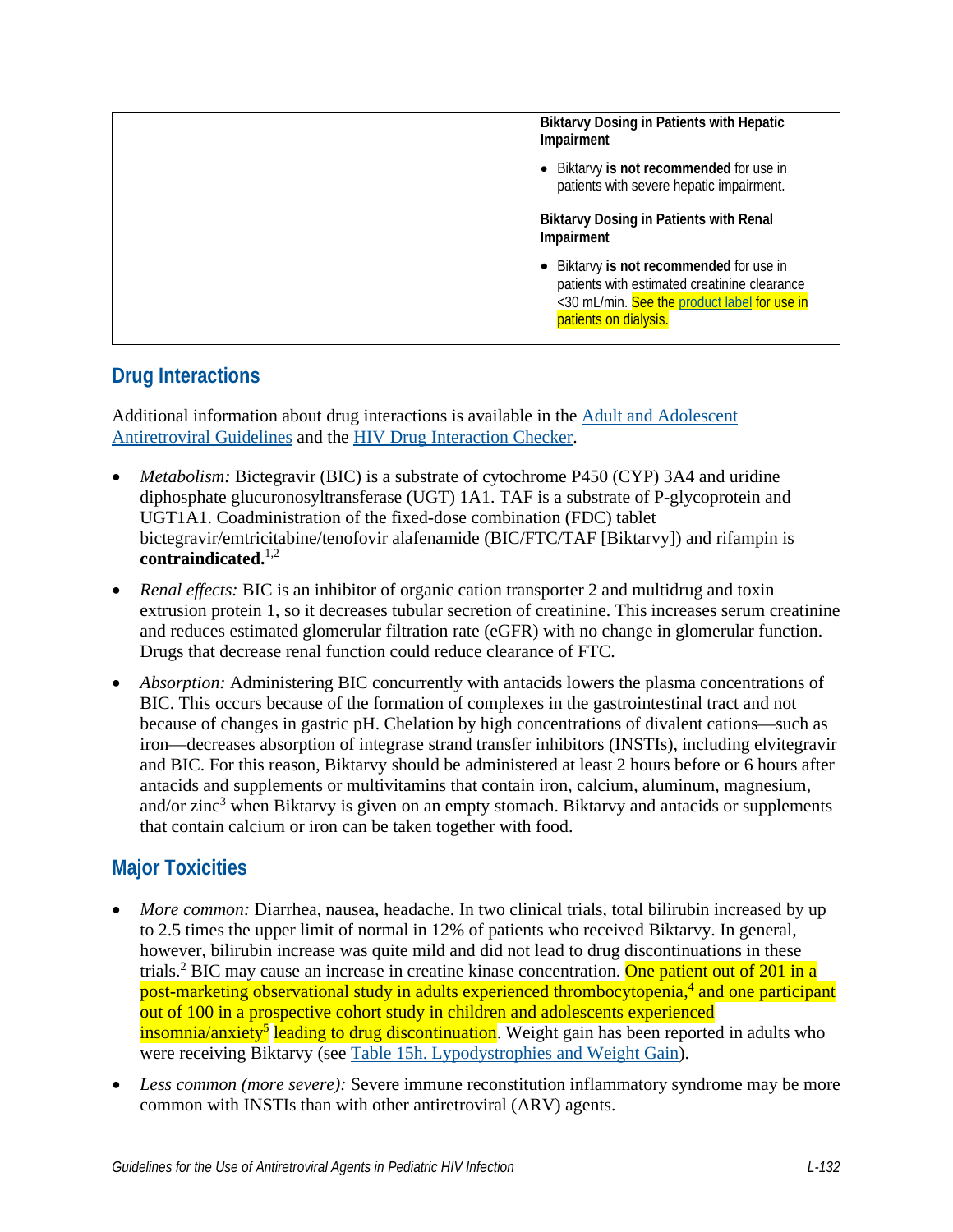| | **Biktarvy Dosing in Patients with Hepatic Impairment** • Biktarvy **is not recommended** for use in patients with severe hepatic impairment. **Biktarvy Dosing in Patients with Renal Impairment** • Biktarvy **is not recommended** for use in patients with estimated creatinine clearance <30 mL/min. See the product label for use in patients on dialysis. |
|---|---|

## Drug Interactions

Additional information about drug interactions is available in the Adult and Adolescent Antiretroviral Guidelines and the HIV Drug Interaction Checker.

- *Metabolism:* Bictegravir (BIC) is a substrate of cytochrome P450 (CYP) 3A4 and uridine diphosphate glucuronosyltransferase (UGT) 1A1. TAF is a substrate of P-glycoprotein and UGT1A1. Coadministration of the fixed-dose combination (FDC) tablet bictegravir/emtricitabine/tenofovir alafenamide (BIC/FTC/TAF [Biktarvy]) and rifampin is **contraindicated.**[1,2]
- *Renal effects:* BIC is an inhibitor of organic cation transporter 2 and multidrug and toxin extrusion protein 1, so it decreases tubular secretion of creatinine. This increases serum creatinine and reduces estimated glomerular filtration rate (eGFR) with no change in glomerular function. Drugs that decrease renal function could reduce clearance of FTC.
- *Absorption:* Administering BIC concurrently with antacids lowers the plasma concentrations of BIC. This occurs because of the formation of complexes in the gastrointestinal tract and not because of changes in gastric pH. Chelation by high concentrations of divalent cations—such as iron—decreases absorption of integrase strand transfer inhibitors (INSTIs), including elvitegravir and BIC. For this reason, Biktarvy should be administered at least 2 hours before or 6 hours after antacids and supplements or multivitamins that contain iron, calcium, aluminum, magnesium, and/or zinc[3] when Biktarvy is given on an empty stomach. Biktarvy and antacids or supplements that contain calcium or iron can be taken together with food.

## Major Toxicities

- *More common:* Diarrhea, nausea, headache. In two clinical trials, total bilirubin increased by up to 2.5 times the upper limit of normal in 12% of patients who received Biktarvy. In general, however, bilirubin increase was quite mild and did not lead to drug discontinuations in these trials.[2] BIC may cause an increase in creatine kinase concentration. One patient out of 201 in a post-marketing observational study in adults experienced thrombocytopenia,[4] and one participant out of 100 in a prospective cohort study in children and adolescents experienced insomnia/anxiety[5] leading to drug discontinuation. Weight gain has been reported in adults who were receiving Biktarvy (see Table 15h. Lypodystrophies and Weight Gain).
- *Less common (more severe):* Severe immune reconstitution inflammatory syndrome may be more common with INSTIs than with other antiretroviral (ARV) agents.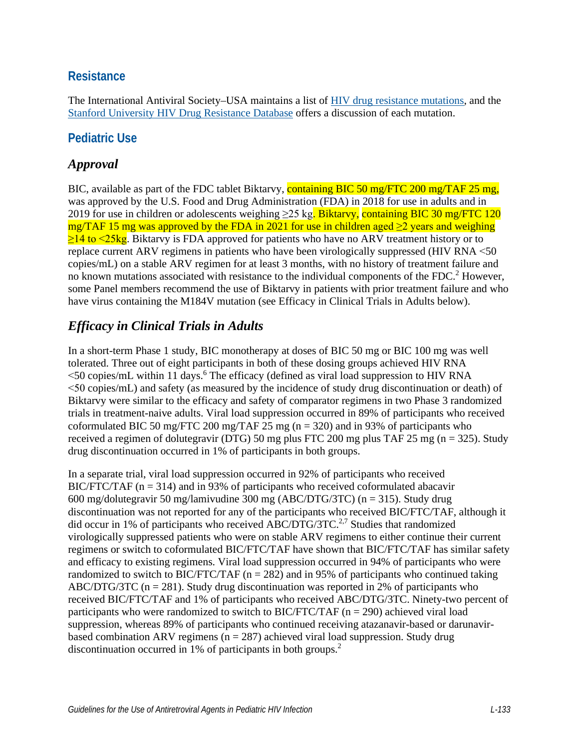## Resistance

The International Antiviral Society–USA maintains a list of HIV drug resistance mutations, and the Stanford University HIV Drug Resistance Database offers a discussion of each mutation.

## Pediatric Use

### *Approval*

BIC, available as part of the FDC tablet Biktarvy, containing BIC 50 mg/FTC 200 mg/TAF 25 mg, was approved by the U.S. Food and Drug Administration (FDA) in 2018 for use in adults and in 2019 for use in children or adolescents weighing ≥25 kg. Biktarvy, containing BIC 30 mg/FTC 120 mg/TAF 15 mg was approved by the FDA in 2021 for use in children aged ≥2 years and weighing ≥14 to <25kg. Biktarvy is FDA approved for patients who have no ARV treatment history or to replace current ARV regimens in patients who have been virologically suppressed (HIV RNA <50 copies/mL) on a stable ARV regimen for at least 3 months, with no history of treatment failure and no known mutations associated with resistance to the individual components of the FDC.[2] However, some Panel members recommend the use of Biktarvy in patients with prior treatment failure and who have virus containing the M184V mutation (see Efficacy in Clinical Trials in Adults below).

### *Efficacy in Clinical Trials in Adults*

In a short-term Phase 1 study, BIC monotherapy at doses of BIC 50 mg or BIC 100 mg was well tolerated. Three out of eight participants in both of these dosing groups achieved HIV RNA <50 copies/mL within 11 days.[6] The efficacy (defined as viral load suppression to HIV RNA <50 copies/mL) and safety (as measured by the incidence of study drug discontinuation or death) of Biktarvy were similar to the efficacy and safety of comparator regimens in two Phase 3 randomized trials in treatment-naive adults. Viral load suppression occurred in 89% of participants who received coformulated BIC 50 mg/FTC 200 mg/TAF 25 mg (n = 320) and in 93% of participants who received a regimen of dolutegravir (DTG) 50 mg plus FTC 200 mg plus TAF 25 mg (n = 325). Study drug discontinuation occurred in 1% of participants in both groups.

In a separate trial, viral load suppression occurred in 92% of participants who received BIC/FTC/TAF (n = 314) and in 93% of participants who received coformulated abacavir 600 mg/dolutegravir 50 mg/lamivudine 300 mg (ABC/DTG/3TC) (n = 315). Study drug discontinuation was not reported for any of the participants who received BIC/FTC/TAF, although it did occur in 1% of participants who received ABC/DTG/3TC.[2,7] Studies that randomized virologically suppressed patients who were on stable ARV regimens to either continue their current regimens or switch to coformulated BIC/FTC/TAF have shown that BIC/FTC/TAF has similar safety and efficacy to existing regimens. Viral load suppression occurred in 94% of participants who were randomized to switch to BIC/FTC/TAF (n = 282) and in 95% of participants who continued taking ABC/DTG/3TC (n = 281). Study drug discontinuation was reported in 2% of participants who received BIC/FTC/TAF and 1% of participants who received ABC/DTG/3TC. Ninety-two percent of participants who were randomized to switch to BIC/FTC/TAF (n = 290) achieved viral load suppression, whereas 89% of participants who continued receiving atazanavir-based or darunavir-based combination ARV regimens (n = 287) achieved viral load suppression. Study drug discontinuation occurred in 1% of participants in both groups.[2]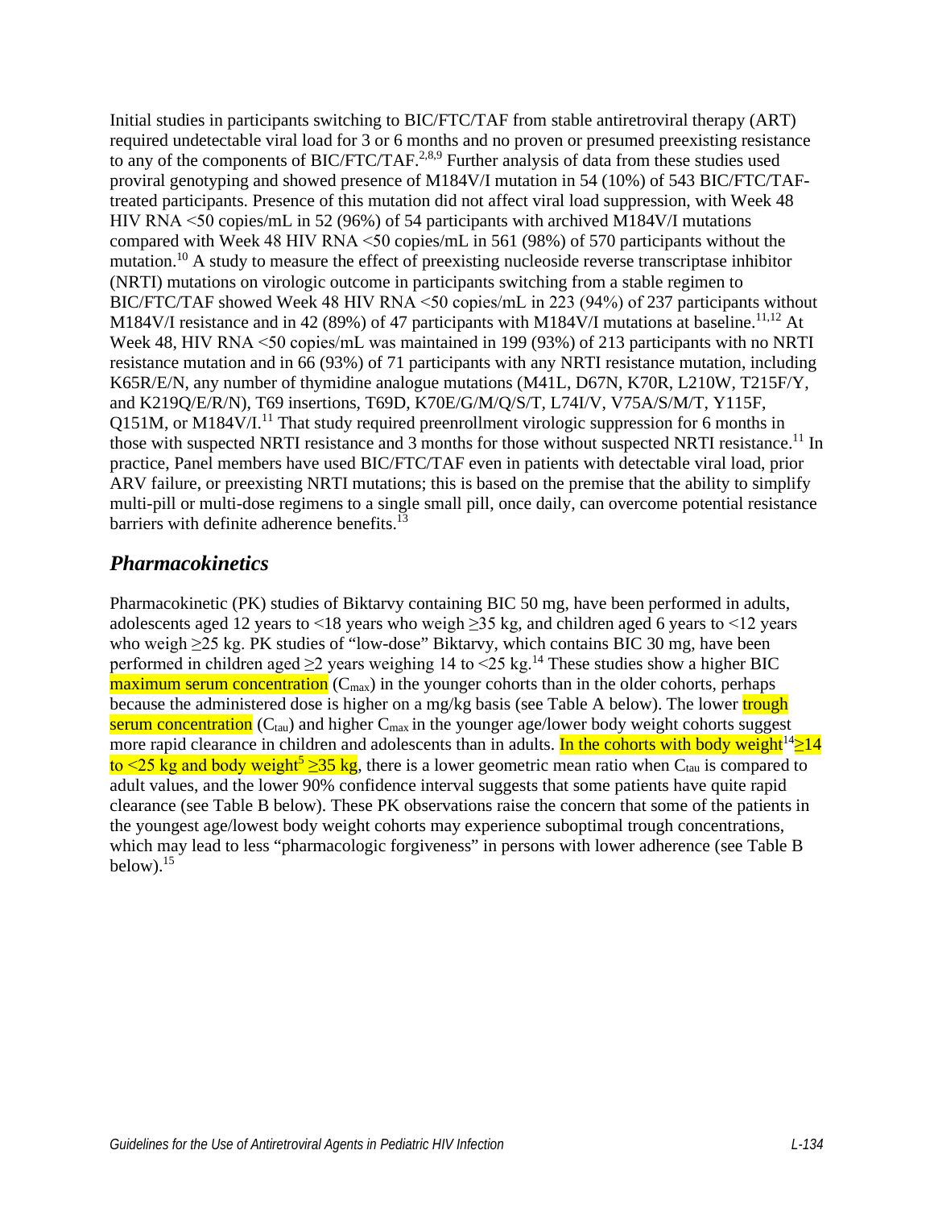Initial studies in participants switching to BIC/FTC/TAF from stable antiretroviral therapy (ART) required undetectable viral load for 3 or 6 months and no proven or presumed preexisting resistance to any of the components of BIC/FTC/TAF.[2,8,9] Further analysis of data from these studies used proviral genotyping and showed presence of M184V/I mutation in 54 (10%) of 543 BIC/FTC/TAF-treated participants. Presence of this mutation did not affect viral load suppression, with Week 48 HIV RNA <50 copies/mL in 52 (96%) of 54 participants with archived M184V/I mutations compared with Week 48 HIV RNA <50 copies/mL in 561 (98%) of 570 participants without the mutation.[10] A study to measure the effect of preexisting nucleoside reverse transcriptase inhibitor (NRTI) mutations on virologic outcome in participants switching from a stable regimen to BIC/FTC/TAF showed Week 48 HIV RNA <50 copies/mL in 223 (94%) of 237 participants without M184V/I resistance and in 42 (89%) of 47 participants with M184V/I mutations at baseline.[11,12] At Week 48, HIV RNA <50 copies/mL was maintained in 199 (93%) of 213 participants with no NRTI resistance mutation and in 66 (93%) of 71 participants with any NRTI resistance mutation, including K65R/E/N, any number of thymidine analogue mutations (M41L, D67N, K70R, L210W, T215F/Y, and K219Q/E/R/N), T69 insertions, T69D, K70E/G/M/Q/S/T, L74I/V, V75A/S/M/T, Y115F, Q151M, or M184V/I.[11] That study required preenrollment virologic suppression for 6 months in those with suspected NRTI resistance and 3 months for those without suspected NRTI resistance.[11] In practice, Panel members have used BIC/FTC/TAF even in patients with detectable viral load, prior ARV failure, or preexisting NRTI mutations; this is based on the premise that the ability to simplify multi-pill or multi-dose regimens to a single small pill, once daily, can overcome potential resistance barriers with definite adherence benefits.[13]

## *Pharmacokinetics*

Pharmacokinetic (PK) studies of Biktarvy containing BIC 50 mg, have been performed in adults, adolescents aged 12 years to <18 years who weigh ≥35 kg, and children aged 6 years to <12 years who weigh ≥25 kg. PK studies of "low-dose" Biktarvy, which contains BIC 30 mg, have been performed in children aged ≥2 years weighing 14 to <25 kg.[14] These studies show a higher BIC maximum serum concentration ($C_{max}$) in the younger cohorts than in the older cohorts, perhaps because the administered dose is higher on a mg/kg basis (see Table A below). The lower trough serum concentration ($C_{tau}$) and higher $C_{max}$ in the younger age/lower body weight cohorts suggest more rapid clearance in children and adolescents than in adults. In the cohorts with body weight[14] ≥14 to <25 kg and body weight[5] ≥35 kg, there is a lower geometric mean ratio when $C_{tau}$ is compared to adult values, and the lower 90% confidence interval suggests that some patients have quite rapid clearance (see Table B below). These PK observations raise the concern that some of the patients in the youngest age/lowest body weight cohorts may experience suboptimal trough concentrations, which may lead to less "pharmacologic forgiveness" in persons with lower adherence (see Table B below).[15]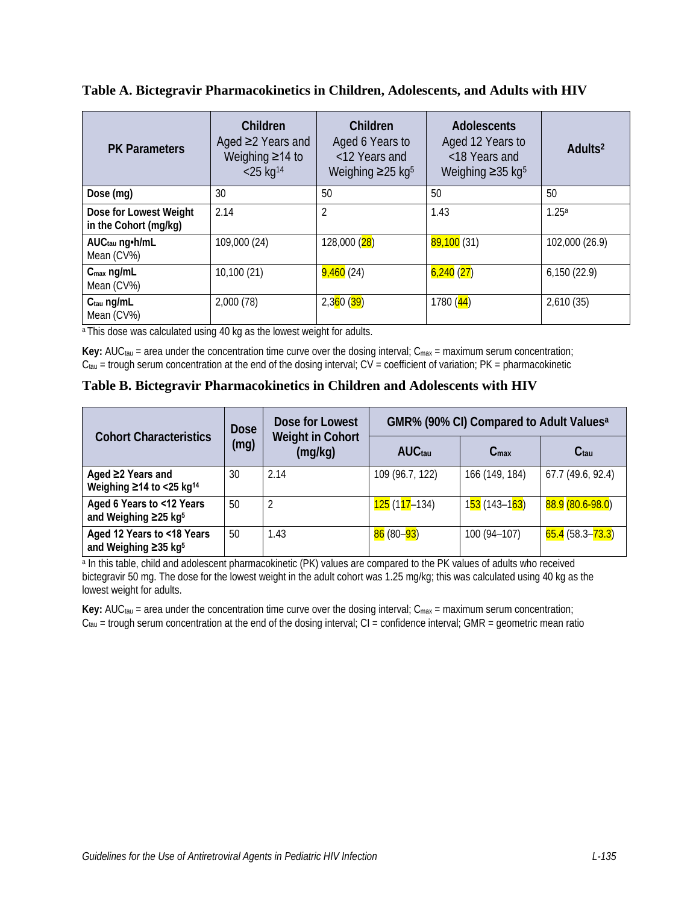### Table A. Bictegravir Pharmacokinetics in Children, Adolescents, and Adults with HIV

| PK Parameters | Children Aged ≥2 Years and Weighing ≥14 to <25 kg[14] | Children Aged 6 Years to <12 Years and Weighing ≥25 kg[5] | Adolescents Aged 12 Years to <18 Years and Weighing ≥35 kg[5] | Adults[2] |
|---|---|---|---|---|
| **Dose (mg)** | 30 | 50 | 50 | 50 |
| **Dose for Lowest Weight in the Cohort (mg/kg)** | 2.14 | 2 | 1.43 | 1.25[a] |
| **$AUC_{tau}$ ng•h/mL** Mean (CV%) | 109,000 (24) | 128,000 (28) | 89,100 (31) | 102,000 (26.9) |
| **$C_{max}$ ng/mL** Mean (CV%) | 10,100 (21) | 9,460 (24) | 6,240 (27) | 6,150 (22.9) |
| **$C_{tau}$ ng/mL** Mean (CV%) | 2,000 (78) | 2,360 (39) | 1780 (44) | 2,610 (35) |

[a] This dose was calculated using 40 kg as the lowest weight for adults.

**Key:** $AUC_{tau}$ = area under the concentration time curve over the dosing interval; $C_{max}$ = maximum serum concentration; $C_{tau}$ = trough serum concentration at the end of the dosing interval; CV = coefficient of variation; PK = pharmacokinetic

### Table B. Bictegravir Pharmacokinetics in Children and Adolescents with HIV

| Cohort Characteristics | Dose (mg) | Dose for Lowest Weight in Cohort (mg/kg) | GMR% (90% CI) Compared to Adult Values[a] | | |
|---|---|---|---|---|---|
| | | | $AUC_{tau}$ | $C_{max}$ | $C_{tau}$ |
| **Aged ≥2 Years and Weighing ≥14 to <25 kg[14]** | 30 | 2.14 | 109 (96.7, 122) | 166 (149, 184) | 67.7 (49.6, 92.4) |
| **Aged 6 Years to <12 Years and Weighing ≥25 kg[5]** | 50 | 2 | 125 (117–134) | 153 (143–163) | 88.9 (80.6-98.0) |
| **Aged 12 Years to <18 Years and Weighing ≥35 kg[5]** | 50 | 1.43 | 86 (80–93) | 100 (94–107) | 65.4 (58.3–73.3) |

[a] In this table, child and adolescent pharmacokinetic (PK) values are compared to the PK values of adults who received bictegravir 50 mg. The dose for the lowest weight in the adult cohort was 1.25 mg/kg; this was calculated using 40 kg as the lowest weight for adults.

**Key:** $AUC_{tau}$ = area under the concentration time curve over the dosing interval; $C_{max}$ = maximum serum concentration; $C_{tau}$ = trough serum concentration at the end of the dosing interval; CI = confidence interval; GMR = geometric mean ratio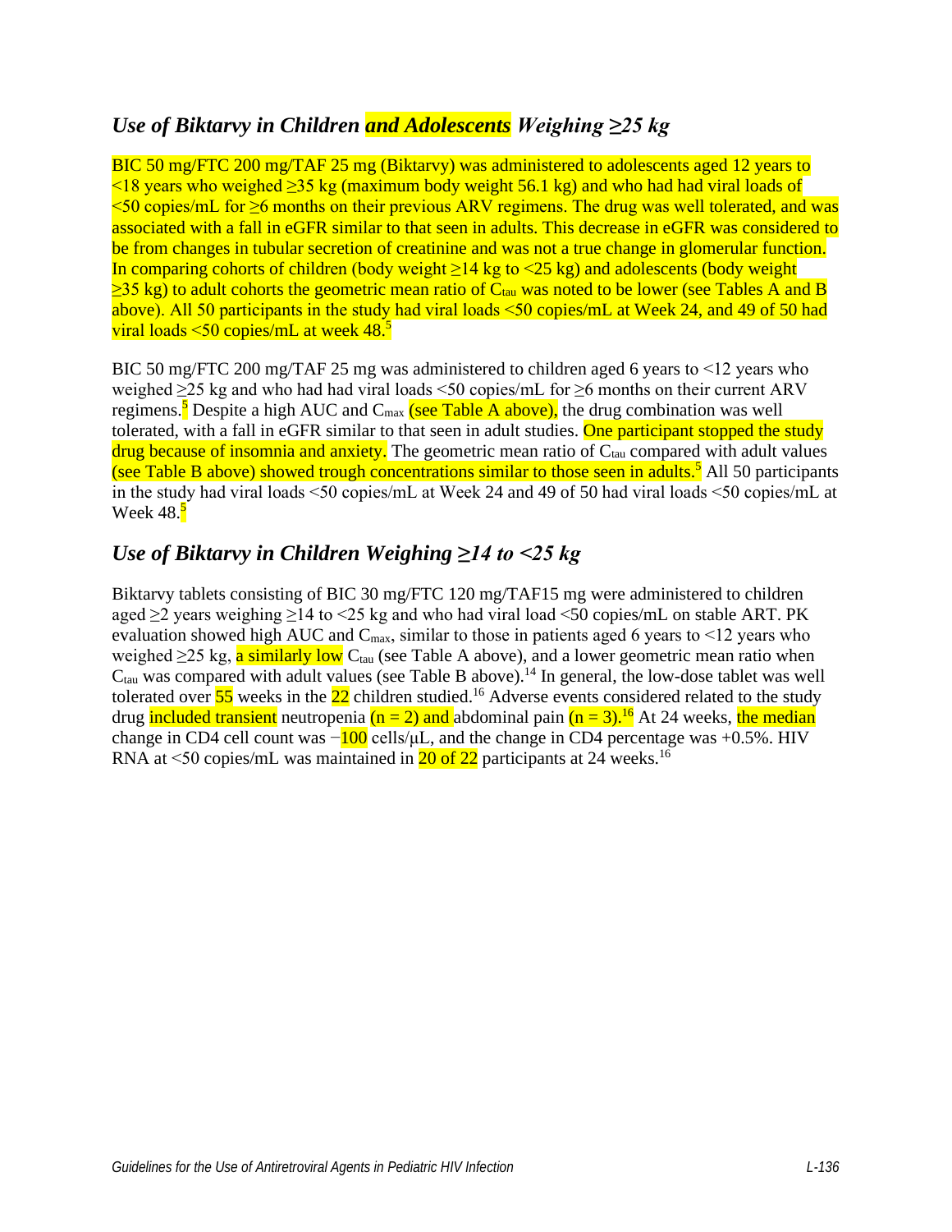### *Use of Biktarvy in Children and Adolescents Weighing ≥25 kg*

BIC 50 mg/FTC 200 mg/TAF 25 mg (Biktarvy) was administered to adolescents aged 12 years to <18 years who weighed ≥35 kg (maximum body weight 56.1 kg) and who had had viral loads of <50 copies/mL for ≥6 months on their previous ARV regimens. The drug was well tolerated, and was associated with a fall in eGFR similar to that seen in adults. This decrease in eGFR was considered to be from changes in tubular secretion of creatinine and was not a true change in glomerular function. In comparing cohorts of children (body weight ≥14 kg to <25 kg) and adolescents (body weight ≥35 kg) to adult cohorts the geometric mean ratio of $C_{tau}$ was noted to be lower (see Tables A and B above). All 50 participants in the study had viral loads <50 copies/mL at Week 24, and 49 of 50 had viral loads <50 copies/mL at week 48.[5]

BIC 50 mg/FTC 200 mg/TAF 25 mg was administered to children aged 6 years to <12 years who weighed ≥25 kg and who had had viral loads <50 copies/mL for ≥6 months on their current ARV regimens.[5] Despite a high AUC and $C_{max}$ (see Table A above), the drug combination was well tolerated, with a fall in eGFR similar to that seen in adult studies. One participant stopped the study drug because of insomnia and anxiety. The geometric mean ratio of $C_{tau}$ compared with adult values (see Table B above) showed trough concentrations similar to those seen in adults.[5] All 50 participants in the study had viral loads <50 copies/mL at Week 24 and 49 of 50 had viral loads <50 copies/mL at Week 48.[5]

### *Use of Biktarvy in Children Weighing ≥14 to <25 kg*

Biktarvy tablets consisting of BIC 30 mg/FTC 120 mg/TAF15 mg were administered to children aged ≥2 years weighing ≥14 to <25 kg and who had viral load <50 copies/mL on stable ART. PK evaluation showed high AUC and $C_{max}$, similar to those in patients aged 6 years to <12 years who weighed ≥25 kg, a similarly low $C_{tau}$ (see Table A above), and a lower geometric mean ratio when $C_{tau}$ was compared with adult values (see Table B above).[14] In general, the low-dose tablet was well tolerated over 55 weeks in the 22 children studied.[16] Adverse events considered related to the study drug included transient neutropenia (n = 2) and abdominal pain (n = 3).[16] At 24 weeks, the median change in CD4 cell count was −100 cells/µL, and the change in CD4 percentage was +0.5%. HIV RNA at <50 copies/mL was maintained in 20 of 22 participants at 24 weeks.[16]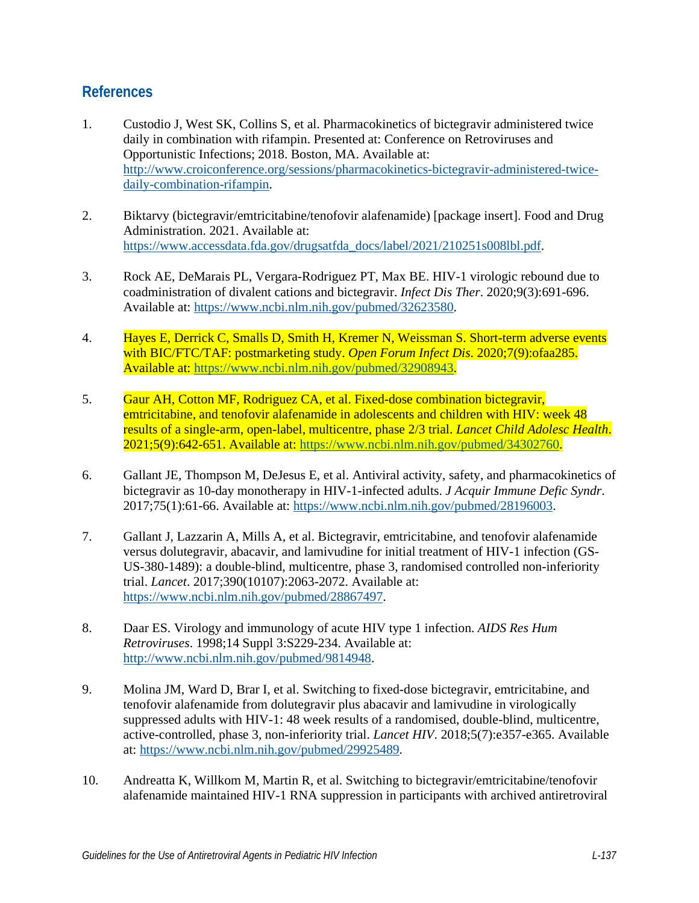## References

1. Custodio J, West SK, Collins S, et al. Pharmacokinetics of bictegravir administered twice daily in combination with rifampin. Presented at: Conference on Retroviruses and Opportunistic Infections; 2018. Boston, MA. Available at: http://www.croiconference.org/sessions/pharmacokinetics-bictegravir-administered-twice-daily-combination-rifampin.

2. Biktarvy (bictegravir/emtricitabine/tenofovir alafenamide) [package insert]. Food and Drug Administration. 2021. Available at: https://www.accessdata.fda.gov/drugsatfda_docs/label/2021/210251s008lbl.pdf.

3. Rock AE, DeMarais PL, Vergara-Rodriguez PT, Max BE. HIV-1 virologic rebound due to coadministration of divalent cations and bictegravir. *Infect Dis Ther*. 2020;9(3):691-696. Available at: https://www.ncbi.nlm.nih.gov/pubmed/32623580.

4. Hayes E, Derrick C, Smalls D, Smith H, Kremer N, Weissman S. Short-term adverse events with BIC/FTC/TAF: postmarketing study. *Open Forum Infect Dis*. 2020;7(9):ofaa285. Available at: https://www.ncbi.nlm.nih.gov/pubmed/32908943.

5. Gaur AH, Cotton MF, Rodriguez CA, et al. Fixed-dose combination bictegravir, emtricitabine, and tenofovir alafenamide in adolescents and children with HIV: week 48 results of a single-arm, open-label, multicentre, phase 2/3 trial. *Lancet Child Adolesc Health*. 2021;5(9):642-651. Available at: https://www.ncbi.nlm.nih.gov/pubmed/34302760.

6. Gallant JE, Thompson M, DeJesus E, et al. Antiviral activity, safety, and pharmacokinetics of bictegravir as 10-day monotherapy in HIV-1-infected adults. *J Acquir Immune Defic Syndr*. 2017;75(1):61-66. Available at: https://www.ncbi.nlm.nih.gov/pubmed/28196003.

7. Gallant J, Lazzarin A, Mills A, et al. Bictegravir, emtricitabine, and tenofovir alafenamide versus dolutegravir, abacavir, and lamivudine for initial treatment of HIV-1 infection (GS-US-380-1489): a double-blind, multicentre, phase 3, randomised controlled non-inferiority trial. *Lancet*. 2017;390(10107):2063-2072. Available at: https://www.ncbi.nlm.nih.gov/pubmed/28867497.

8. Daar ES. Virology and immunology of acute HIV type 1 infection. *AIDS Res Hum Retroviruses*. 1998;14 Suppl 3:S229-234. Available at: http://www.ncbi.nlm.nih.gov/pubmed/9814948.

9. Molina JM, Ward D, Brar I, et al. Switching to fixed-dose bictegravir, emtricitabine, and tenofovir alafenamide from dolutegravir plus abacavir and lamivudine in virologically suppressed adults with HIV-1: 48 week results of a randomised, double-blind, multicentre, active-controlled, phase 3, non-inferiority trial. *Lancet HIV*. 2018;5(7):e357-e365. Available at: https://www.ncbi.nlm.nih.gov/pubmed/29925489.

10. Andreatta K, Willkom M, Martin R, et al. Switching to bictegravir/emtricitabine/tenofovir alafenamide maintained HIV-1 RNA suppression in participants with archived antiretroviral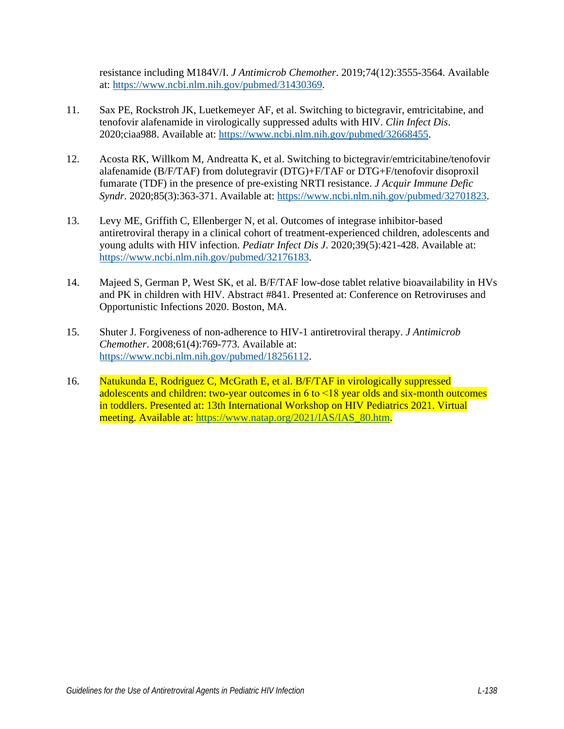resistance including M184V/I. *J Antimicrob Chemother*. 2019;74(12):3555-3564. Available at: https://www.ncbi.nlm.nih.gov/pubmed/31430369.

11. Sax PE, Rockstroh JK, Luetkemeyer AF, et al. Switching to bictegravir, emtricitabine, and tenofovir alafenamide in virologically suppressed adults with HIV. *Clin Infect Dis*. 2020;ciaa988. Available at: https://www.ncbi.nlm.nih.gov/pubmed/32668455.

12. Acosta RK, Willkom M, Andreatta K, et al. Switching to bictegravir/emtricitabine/tenofovir alafenamide (B/F/TAF) from dolutegravir (DTG)+F/TAF or DTG+F/tenofovir disoproxil fumarate (TDF) in the presence of pre-existing NRTI resistance. *J Acquir Immune Defic Syndr*. 2020;85(3):363-371. Available at: https://www.ncbi.nlm.nih.gov/pubmed/32701823.

13. Levy ME, Griffith C, Ellenberger N, et al. Outcomes of integrase inhibitor-based antiretroviral therapy in a clinical cohort of treatment-experienced children, adolescents and young adults with HIV infection. *Pediatr Infect Dis J*. 2020;39(5):421-428. Available at: https://www.ncbi.nlm.nih.gov/pubmed/32176183.

14. Majeed S, German P, West SK, et al. B/F/TAF low-dose tablet relative bioavailability in HVs and PK in children with HIV. Abstract #841. Presented at: Conference on Retroviruses and Opportunistic Infections 2020. Boston, MA.

15. Shuter J. Forgiveness of non-adherence to HIV-1 antiretroviral therapy. *J Antimicrob Chemother*. 2008;61(4):769-773. Available at: https://www.ncbi.nlm.nih.gov/pubmed/18256112.

16. Natukunda E, Rodriguez C, McGrath E, et al. B/F/TAF in virologically suppressed adolescents and children: two-year outcomes in 6 to <18 year olds and six-month outcomes in toddlers. Presented at: 13th International Workshop on HIV Pediatrics 2021. Virtual meeting. Available at: https://www.natap.org/2021/IAS/IAS_80.htm.